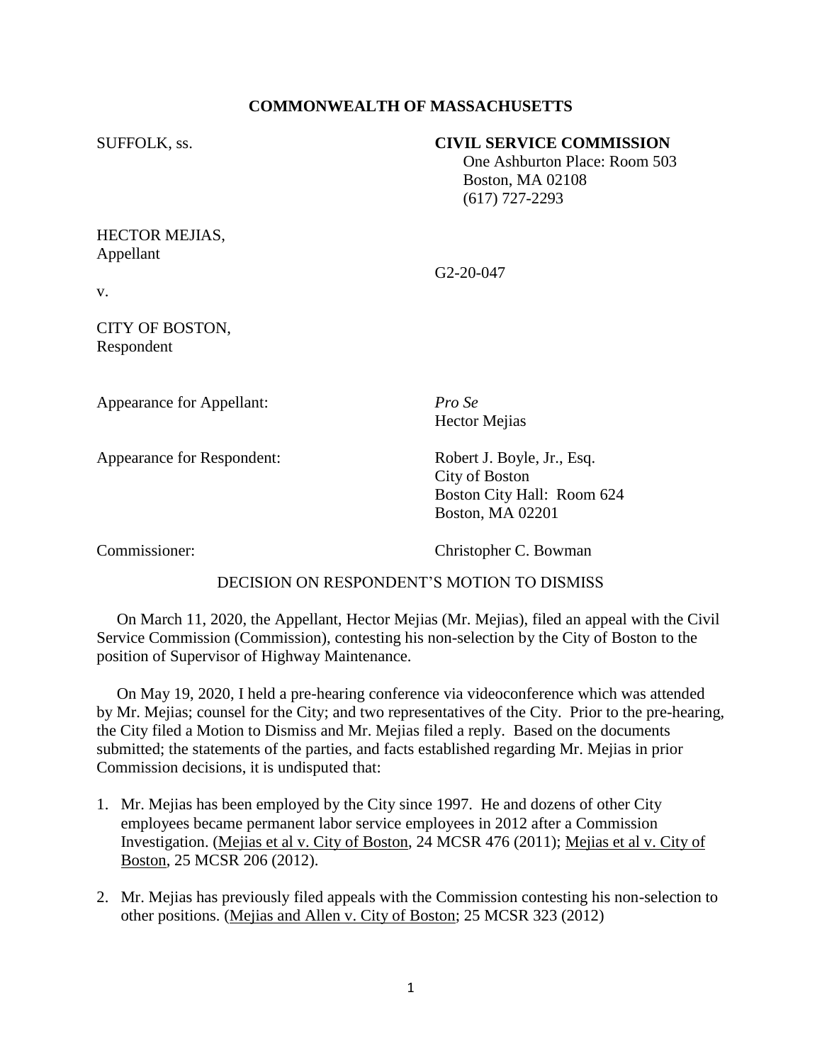## COMMONWEALTH OF MASSACHUSETTS

SUFFOLK, ss.

**CIVIL SERVICE COMMISSION**
One Ashburton Place: Room 503
Boston, MA 02108
(617) 727-2293

HECTOR MEJIAS,
Appellant

v.

G2-20-047

CITY OF BOSTON,
Respondent

Appearance for Appellant: *Pro Se*
Hector Mejias

Appearance for Respondent: Robert J. Boyle, Jr., Esq.
City of Boston
Boston City Hall: Room 624
Boston, MA 02201

Commissioner: Christopher C. Bowman

### DECISION ON RESPONDENT'S MOTION TO DISMISS

On March 11, 2020, the Appellant, Hector Mejias (Mr. Mejias), filed an appeal with the Civil Service Commission (Commission), contesting his non-selection by the City of Boston to the position of Supervisor of Highway Maintenance.

On May 19, 2020, I held a pre-hearing conference via videoconference which was attended by Mr. Mejias; counsel for the City; and two representatives of the City. Prior to the pre-hearing, the City filed a Motion to Dismiss and Mr. Mejias filed a reply. Based on the documents submitted; the statements of the parties, and facts established regarding Mr. Mejias in prior Commission decisions, it is undisputed that:

1. Mr. Mejias has been employed by the City since 1997. He and dozens of other City employees became permanent labor service employees in 2012 after a Commission Investigation. (Mejias et al v. City of Boston, 24 MCSR 476 (2011); Mejias et al v. City of Boston, 25 MCSR 206 (2012).
2. Mr. Mejias has previously filed appeals with the Commission contesting his non-selection to other positions. (Mejias and Allen v. City of Boston; 25 MCSR 323 (2012)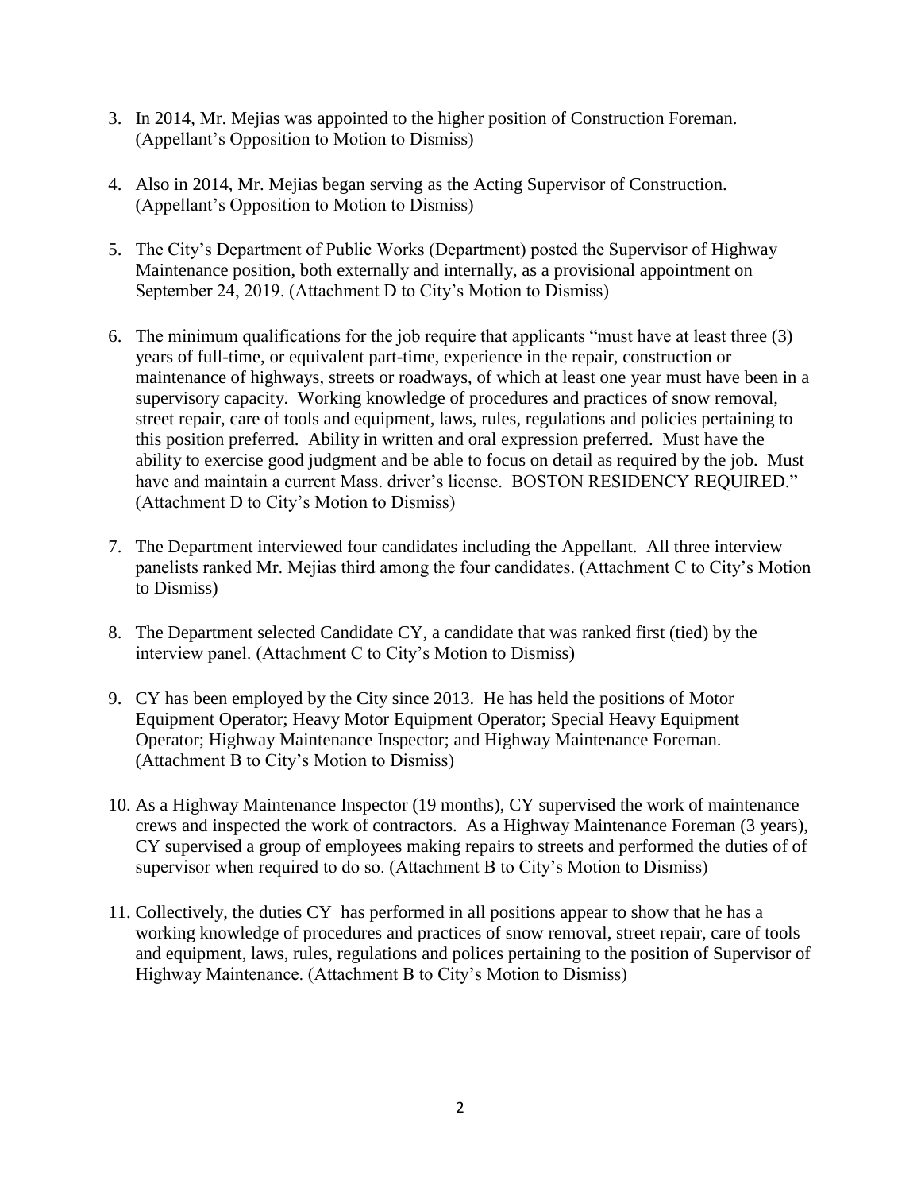3. In 2014, Mr. Mejias was appointed to the higher position of Construction Foreman. (Appellant's Opposition to Motion to Dismiss)

4. Also in 2014, Mr. Mejias began serving as the Acting Supervisor of Construction. (Appellant's Opposition to Motion to Dismiss)

5. The City's Department of Public Works (Department) posted the Supervisor of Highway Maintenance position, both externally and internally, as a provisional appointment on September 24, 2019. (Attachment D to City's Motion to Dismiss)

6. The minimum qualifications for the job require that applicants "must have at least three (3) years of full-time, or equivalent part-time, experience in the repair, construction or maintenance of highways, streets or roadways, of which at least one year must have been in a supervisory capacity. Working knowledge of procedures and practices of snow removal, street repair, care of tools and equipment, laws, rules, regulations and policies pertaining to this position preferred. Ability in written and oral expression preferred. Must have the ability to exercise good judgment and be able to focus on detail as required by the job. Must have and maintain a current Mass. driver's license. BOSTON RESIDENCY REQUIRED." (Attachment D to City's Motion to Dismiss)

7. The Department interviewed four candidates including the Appellant. All three interview panelists ranked Mr. Mejias third among the four candidates. (Attachment C to City's Motion to Dismiss)

8. The Department selected Candidate CY, a candidate that was ranked first (tied) by the interview panel. (Attachment C to City's Motion to Dismiss)

9. CY has been employed by the City since 2013. He has held the positions of Motor Equipment Operator; Heavy Motor Equipment Operator; Special Heavy Equipment Operator; Highway Maintenance Inspector; and Highway Maintenance Foreman. (Attachment B to City's Motion to Dismiss)

10. As a Highway Maintenance Inspector (19 months), CY supervised the work of maintenance crews and inspected the work of contractors. As a Highway Maintenance Foreman (3 years), CY supervised a group of employees making repairs to streets and performed the duties of of supervisor when required to do so. (Attachment B to City's Motion to Dismiss)

11. Collectively, the duties CY has performed in all positions appear to show that he has a working knowledge of procedures and practices of snow removal, street repair, care of tools and equipment, laws, rules, regulations and polices pertaining to the position of Supervisor of Highway Maintenance. (Attachment B to City's Motion to Dismiss)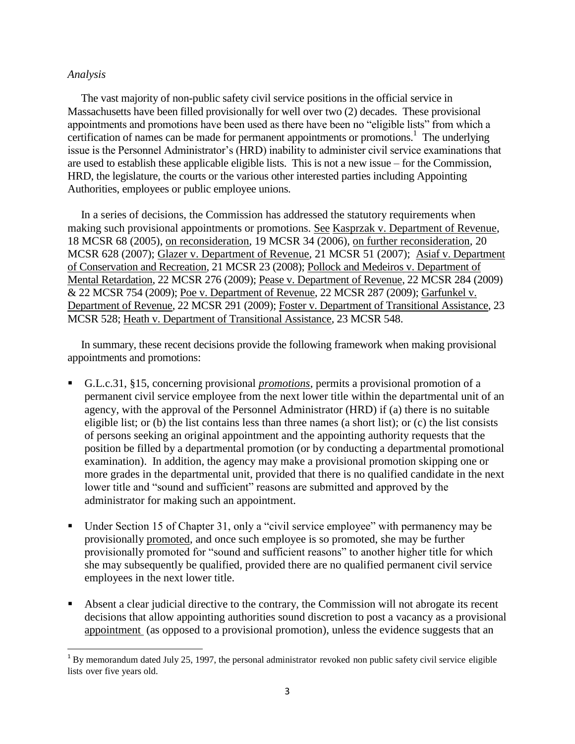*Analysis*

The vast majority of non-public safety civil service positions in the official service in Massachusetts have been filled provisionally for well over two (2) decades. These provisional appointments and promotions have been used as there have been no "eligible lists" from which a certification of names can be made for permanent appointments or promotions.[1] The underlying issue is the Personnel Administrator's (HRD) inability to administer civil service examinations that are used to establish these applicable eligible lists. This is not a new issue – for the Commission, HRD, the legislature, the courts or the various other interested parties including Appointing Authorities, employees or public employee unions.

In a series of decisions, the Commission has addressed the statutory requirements when making such provisional appointments or promotions. See Kasprzak v. Department of Revenue, 18 MCSR 68 (2005), on reconsideration, 19 MCSR 34 (2006), on further reconsideration, 20 MCSR 628 (2007); Glazer v. Department of Revenue, 21 MCSR 51 (2007); Asiaf v. Department of Conservation and Recreation, 21 MCSR 23 (2008); Pollock and Medeiros v. Department of Mental Retardation, 22 MCSR 276 (2009); Pease v. Department of Revenue, 22 MCSR 284 (2009) & 22 MCSR 754 (2009); Poe v. Department of Revenue, 22 MCSR 287 (2009); Garfunkel v. Department of Revenue, 22 MCSR 291 (2009); Foster v. Department of Transitional Assistance, 23 MCSR 528; Heath v. Department of Transitional Assistance, 23 MCSR 548.

In summary, these recent decisions provide the following framework when making provisional appointments and promotions:

- G.L.c.31, §15, concerning provisional ***promotions***, permits a provisional promotion of a permanent civil service employee from the next lower title within the departmental unit of an agency, with the approval of the Personnel Administrator (HRD) if (a) there is no suitable eligible list; or (b) the list contains less than three names (a short list); or (c) the list consists of persons seeking an original appointment and the appointing authority requests that the position be filled by a departmental promotion (or by conducting a departmental promotional examination). In addition, the agency may make a provisional promotion skipping one or more grades in the departmental unit, provided that there is no qualified candidate in the next lower title and "sound and sufficient" reasons are submitted and approved by the administrator for making such an appointment.
- Under Section 15 of Chapter 31, only a "civil service employee" with permanency may be provisionally promoted, and once such employee is so promoted, she may be further provisionally promoted for "sound and sufficient reasons" to another higher title for which she may subsequently be qualified, provided there are no qualified permanent civil service employees in the next lower title.
- Absent a clear judicial directive to the contrary, the Commission will not abrogate its recent decisions that allow appointing authorities sound discretion to post a vacancy as a provisional appointment (as opposed to a provisional promotion), unless the evidence suggests that an

[1] By memorandum dated July 25, 1997, the personal administrator revoked non public safety civil service eligible lists over five years old.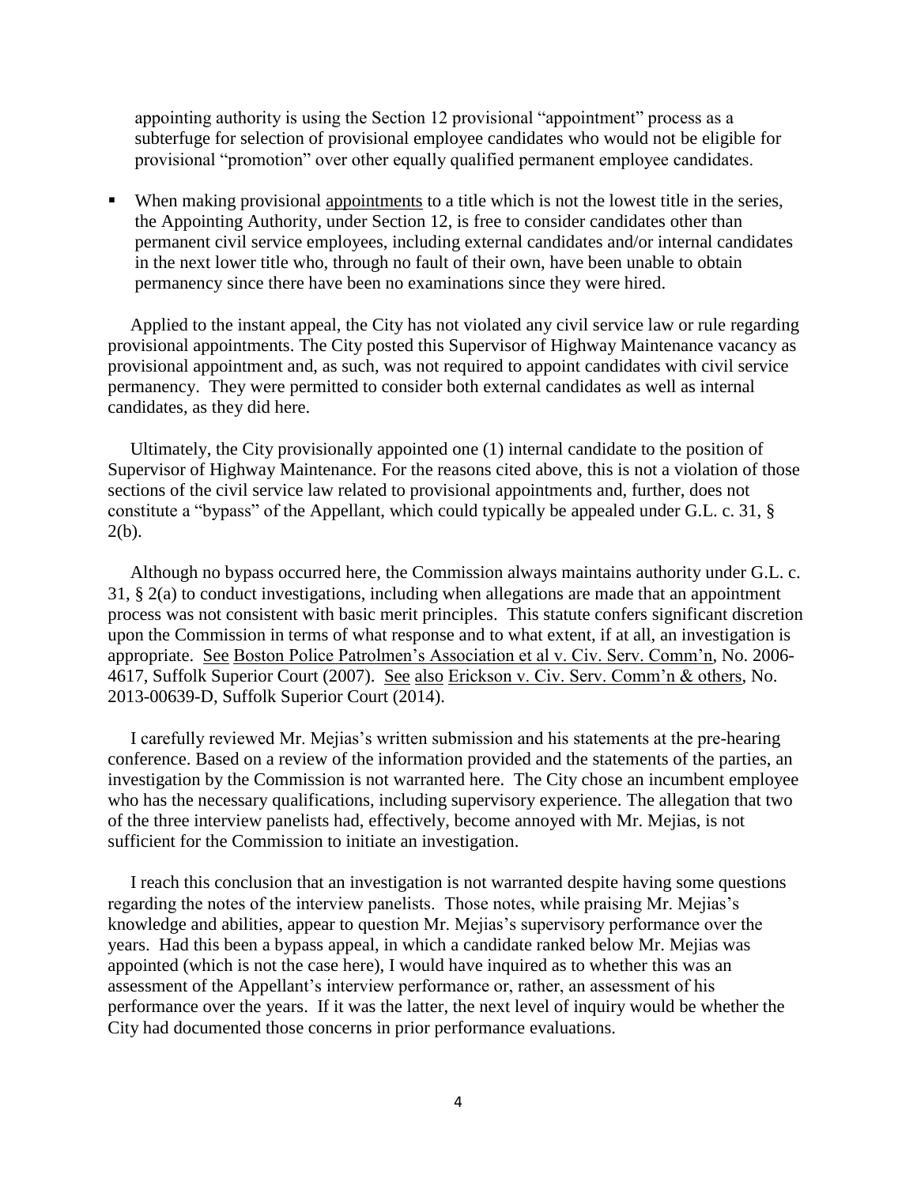appointing authority is using the Section 12 provisional "appointment" process as a subterfuge for selection of provisional employee candidates who would not be eligible for provisional "promotion" over other equally qualified permanent employee candidates.

- When making provisional appointments to a title which is not the lowest title in the series, the Appointing Authority, under Section 12, is free to consider candidates other than permanent civil service employees, including external candidates and/or internal candidates in the next lower title who, through no fault of their own, have been unable to obtain permanency since there have been no examinations since they were hired.

Applied to the instant appeal, the City has not violated any civil service law or rule regarding provisional appointments. The City posted this Supervisor of Highway Maintenance vacancy as provisional appointment and, as such, was not required to appoint candidates with civil service permanency. They were permitted to consider both external candidates as well as internal candidates, as they did here.

Ultimately, the City provisionally appointed one (1) internal candidate to the position of Supervisor of Highway Maintenance. For the reasons cited above, this is not a violation of those sections of the civil service law related to provisional appointments and, further, does not constitute a "bypass" of the Appellant, which could typically be appealed under G.L. c. 31, § 2(b).

Although no bypass occurred here, the Commission always maintains authority under G.L. c. 31, § 2(a) to conduct investigations, including when allegations are made that an appointment process was not consistent with basic merit principles. This statute confers significant discretion upon the Commission in terms of what response and to what extent, if at all, an investigation is appropriate. See Boston Police Patrolmen's Association et al v. Civ. Serv. Comm'n, No. 2006-4617, Suffolk Superior Court (2007). See also Erickson v. Civ. Serv. Comm'n & others, No. 2013-00639-D, Suffolk Superior Court (2014).

I carefully reviewed Mr. Mejias's written submission and his statements at the pre-hearing conference. Based on a review of the information provided and the statements of the parties, an investigation by the Commission is not warranted here. The City chose an incumbent employee who has the necessary qualifications, including supervisory experience. The allegation that two of the three interview panelists had, effectively, become annoyed with Mr. Mejias, is not sufficient for the Commission to initiate an investigation.

I reach this conclusion that an investigation is not warranted despite having some questions regarding the notes of the interview panelists. Those notes, while praising Mr. Mejias's knowledge and abilities, appear to question Mr. Mejias's supervisory performance over the years. Had this been a bypass appeal, in which a candidate ranked below Mr. Mejias was appointed (which is not the case here), I would have inquired as to whether this was an assessment of the Appellant's interview performance or, rather, an assessment of his performance over the years. If it was the latter, the next level of inquiry would be whether the City had documented those concerns in prior performance evaluations.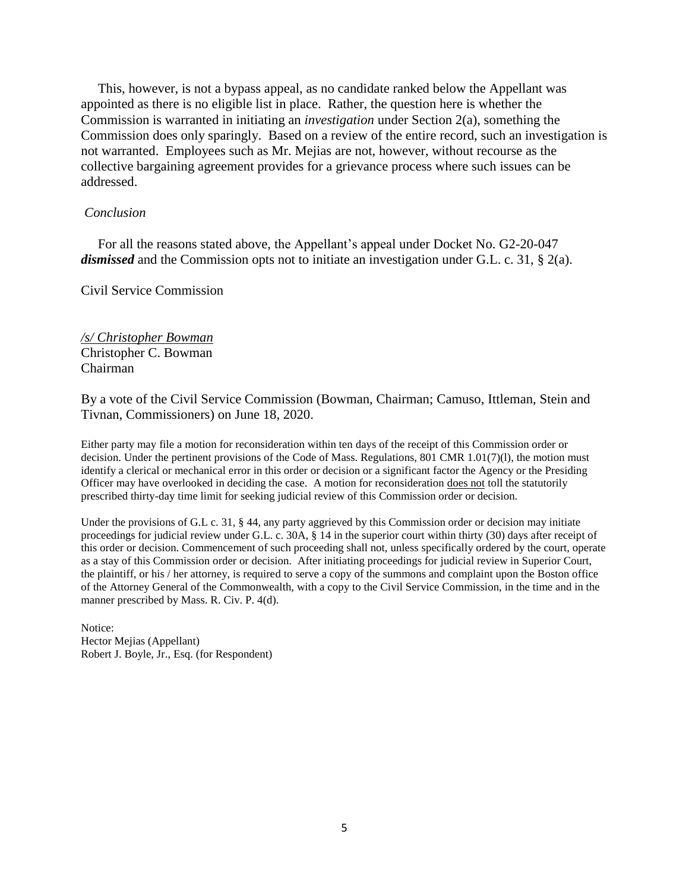This, however, is not a bypass appeal, as no candidate ranked below the Appellant was appointed as there is no eligible list in place. Rather, the question here is whether the Commission is warranted in initiating an *investigation* under Section 2(a), something the Commission does only sparingly. Based on a review of the entire record, such an investigation is not warranted. Employees such as Mr. Mejias are not, however, without recourse as the collective bargaining agreement provides for a grievance process where such issues can be addressed.

*Conclusion*

For all the reasons stated above, the Appellant's appeal under Docket No. G2-20-047 ***dismissed*** and the Commission opts not to initiate an investigation under G.L. c. 31, § 2(a).

Civil Service Commission

*<u>/s/ Christopher Bowman</u>*
Christopher C. Bowman
Chairman

By a vote of the Civil Service Commission (Bowman, Chairman; Camuso, Ittleman, Stein and Tivnan, Commissioners) on June 18, 2020.

Either party may file a motion for reconsideration within ten days of the receipt of this Commission order or decision. Under the pertinent provisions of the Code of Mass. Regulations, 801 CMR 1.01(7)(l), the motion must identify a clerical or mechanical error in this order or decision or a significant factor the Agency or the Presiding Officer may have overlooked in deciding the case. A motion for reconsideration <u>does not</u> toll the statutorily prescribed thirty-day time limit for seeking judicial review of this Commission order or decision.

Under the provisions of G.L c. 31, § 44, any party aggrieved by this Commission order or decision may initiate proceedings for judicial review under G.L. c. 30A, § 14 in the superior court within thirty (30) days after receipt of this order or decision. Commencement of such proceeding shall not, unless specifically ordered by the court, operate as a stay of this Commission order or decision. After initiating proceedings for judicial review in Superior Court, the plaintiff, or his / her attorney, is required to serve a copy of the summons and complaint upon the Boston office of the Attorney General of the Commonwealth, with a copy to the Civil Service Commission, in the time and in the manner prescribed by Mass. R. Civ. P. 4(d).

Notice:
Hector Mejias (Appellant)
Robert J. Boyle, Jr., Esq. (for Respondent)